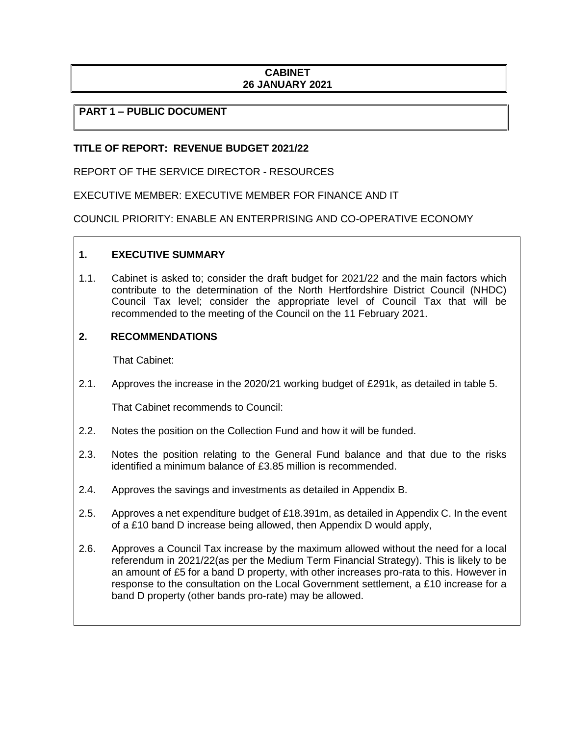**CABINET**
**26 JANUARY 2021**

**PART 1 – PUBLIC DOCUMENT**

**TITLE OF REPORT: REVENUE BUDGET 2021/22**

REPORT OF THE SERVICE DIRECTOR - RESOURCES

EXECUTIVE MEMBER: EXECUTIVE MEMBER FOR FINANCE AND IT

COUNCIL PRIORITY: ENABLE AN ENTERPRISING AND CO-OPERATIVE ECONOMY

## 1. EXECUTIVE SUMMARY

1.1. Cabinet is asked to; consider the draft budget for 2021/22 and the main factors which contribute to the determination of the North Hertfordshire District Council (NHDC) Council Tax level; consider the appropriate level of Council Tax that will be recommended to the meeting of the Council on the 11 February 2021.

## 2. RECOMMENDATIONS

That Cabinet:

2.1. Approves the increase in the 2020/21 working budget of £291k, as detailed in table 5.

That Cabinet recommends to Council:

2.2. Notes the position on the Collection Fund and how it will be funded.

2.3. Notes the position relating to the General Fund balance and that due to the risks identified a minimum balance of £3.85 million is recommended.

2.4. Approves the savings and investments as detailed in Appendix B.

2.5. Approves a net expenditure budget of £18.391m, as detailed in Appendix C. In the event of a £10 band D increase being allowed, then Appendix D would apply,

2.6. Approves a Council Tax increase by the maximum allowed without the need for a local referendum in 2021/22(as per the Medium Term Financial Strategy). This is likely to be an amount of £5 for a band D property, with other increases pro-rata to this. However in response to the consultation on the Local Government settlement, a £10 increase for a band D property (other bands pro-rate) may be allowed.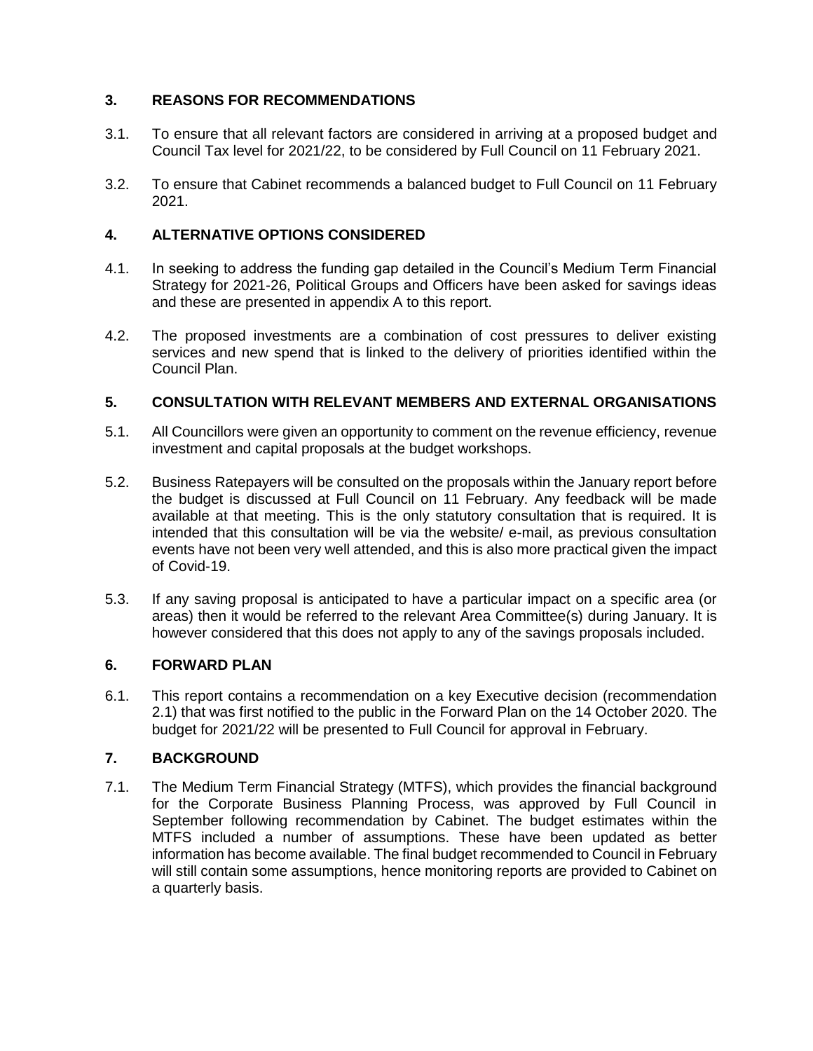## 3. REASONS FOR RECOMMENDATIONS

3.1. To ensure that all relevant factors are considered in arriving at a proposed budget and Council Tax level for 2021/22, to be considered by Full Council on 11 February 2021.

3.2. To ensure that Cabinet recommends a balanced budget to Full Council on 11 February 2021.

## 4. ALTERNATIVE OPTIONS CONSIDERED

4.1. In seeking to address the funding gap detailed in the Council's Medium Term Financial Strategy for 2021-26, Political Groups and Officers have been asked for savings ideas and these are presented in appendix A to this report.

4.2. The proposed investments are a combination of cost pressures to deliver existing services and new spend that is linked to the delivery of priorities identified within the Council Plan.

## 5. CONSULTATION WITH RELEVANT MEMBERS AND EXTERNAL ORGANISATIONS

5.1. All Councillors were given an opportunity to comment on the revenue efficiency, revenue investment and capital proposals at the budget workshops.

5.2. Business Ratepayers will be consulted on the proposals within the January report before the budget is discussed at Full Council on 11 February. Any feedback will be made available at that meeting. This is the only statutory consultation that is required. It is intended that this consultation will be via the website/ e-mail, as previous consultation events have not been very well attended, and this is also more practical given the impact of Covid-19.

5.3. If any saving proposal is anticipated to have a particular impact on a specific area (or areas) then it would be referred to the relevant Area Committee(s) during January. It is however considered that this does not apply to any of the savings proposals included.

## 6. FORWARD PLAN

6.1. This report contains a recommendation on a key Executive decision (recommendation 2.1) that was first notified to the public in the Forward Plan on the 14 October 2020. The budget for 2021/22 will be presented to Full Council for approval in February.

## 7. BACKGROUND

7.1. The Medium Term Financial Strategy (MTFS), which provides the financial background for the Corporate Business Planning Process, was approved by Full Council in September following recommendation by Cabinet. The budget estimates within the MTFS included a number of assumptions. These have been updated as better information has become available. The final budget recommended to Council in February will still contain some assumptions, hence monitoring reports are provided to Cabinet on a quarterly basis.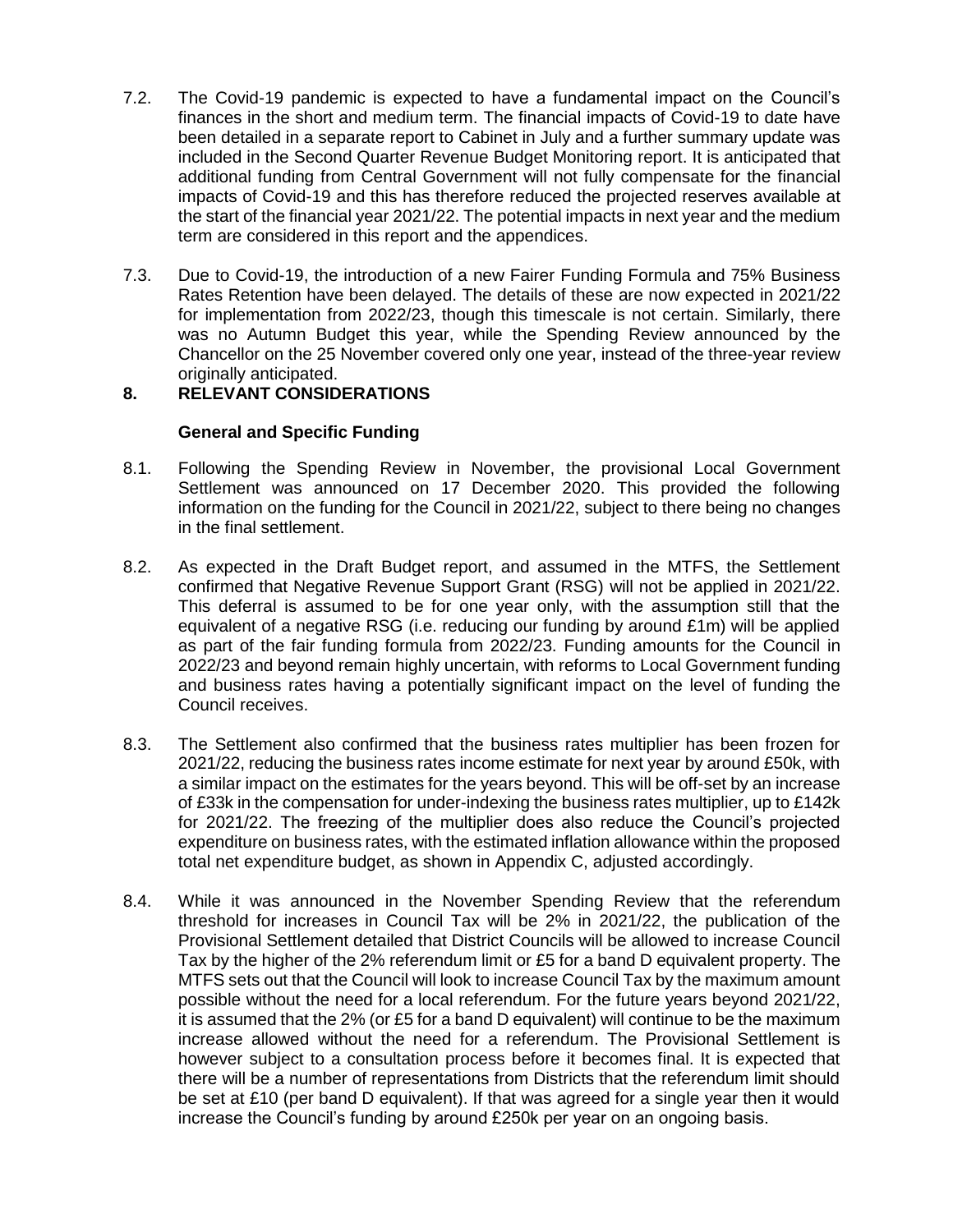7.2. The Covid-19 pandemic is expected to have a fundamental impact on the Council's finances in the short and medium term. The financial impacts of Covid-19 to date have been detailed in a separate report to Cabinet in July and a further summary update was included in the Second Quarter Revenue Budget Monitoring report. It is anticipated that additional funding from Central Government will not fully compensate for the financial impacts of Covid-19 and this has therefore reduced the projected reserves available at the start of the financial year 2021/22. The potential impacts in next year and the medium term are considered in this report and the appendices.

7.3. Due to Covid-19, the introduction of a new Fairer Funding Formula and 75% Business Rates Retention have been delayed. The details of these are now expected in 2021/22 for implementation from 2022/23, though this timescale is not certain. Similarly, there was no Autumn Budget this year, while the Spending Review announced by the Chancellor on the 25 November covered only one year, instead of the three-year review originally anticipated.

## 8. RELEVANT CONSIDERATIONS

### General and Specific Funding

8.1. Following the Spending Review in November, the provisional Local Government Settlement was announced on 17 December 2020. This provided the following information on the funding for the Council in 2021/22, subject to there being no changes in the final settlement.

8.2. As expected in the Draft Budget report, and assumed in the MTFS, the Settlement confirmed that Negative Revenue Support Grant (RSG) will not be applied in 2021/22. This deferral is assumed to be for one year only, with the assumption still that the equivalent of a negative RSG (i.e. reducing our funding by around £1m) will be applied as part of the fair funding formula from 2022/23. Funding amounts for the Council in 2022/23 and beyond remain highly uncertain, with reforms to Local Government funding and business rates having a potentially significant impact on the level of funding the Council receives.

8.3. The Settlement also confirmed that the business rates multiplier has been frozen for 2021/22, reducing the business rates income estimate for next year by around £50k, with a similar impact on the estimates for the years beyond. This will be off-set by an increase of £33k in the compensation for under-indexing the business rates multiplier, up to £142k for 2021/22. The freezing of the multiplier does also reduce the Council's projected expenditure on business rates, with the estimated inflation allowance within the proposed total net expenditure budget, as shown in Appendix C, adjusted accordingly.

8.4. While it was announced in the November Spending Review that the referendum threshold for increases in Council Tax will be 2% in 2021/22, the publication of the Provisional Settlement detailed that District Councils will be allowed to increase Council Tax by the higher of the 2% referendum limit or £5 for a band D equivalent property. The MTFS sets out that the Council will look to increase Council Tax by the maximum amount possible without the need for a local referendum. For the future years beyond 2021/22, it is assumed that the 2% (or £5 for a band D equivalent) will continue to be the maximum increase allowed without the need for a referendum. The Provisional Settlement is however subject to a consultation process before it becomes final. It is expected that there will be a number of representations from Districts that the referendum limit should be set at £10 (per band D equivalent). If that was agreed for a single year then it would increase the Council's funding by around £250k per year on an ongoing basis.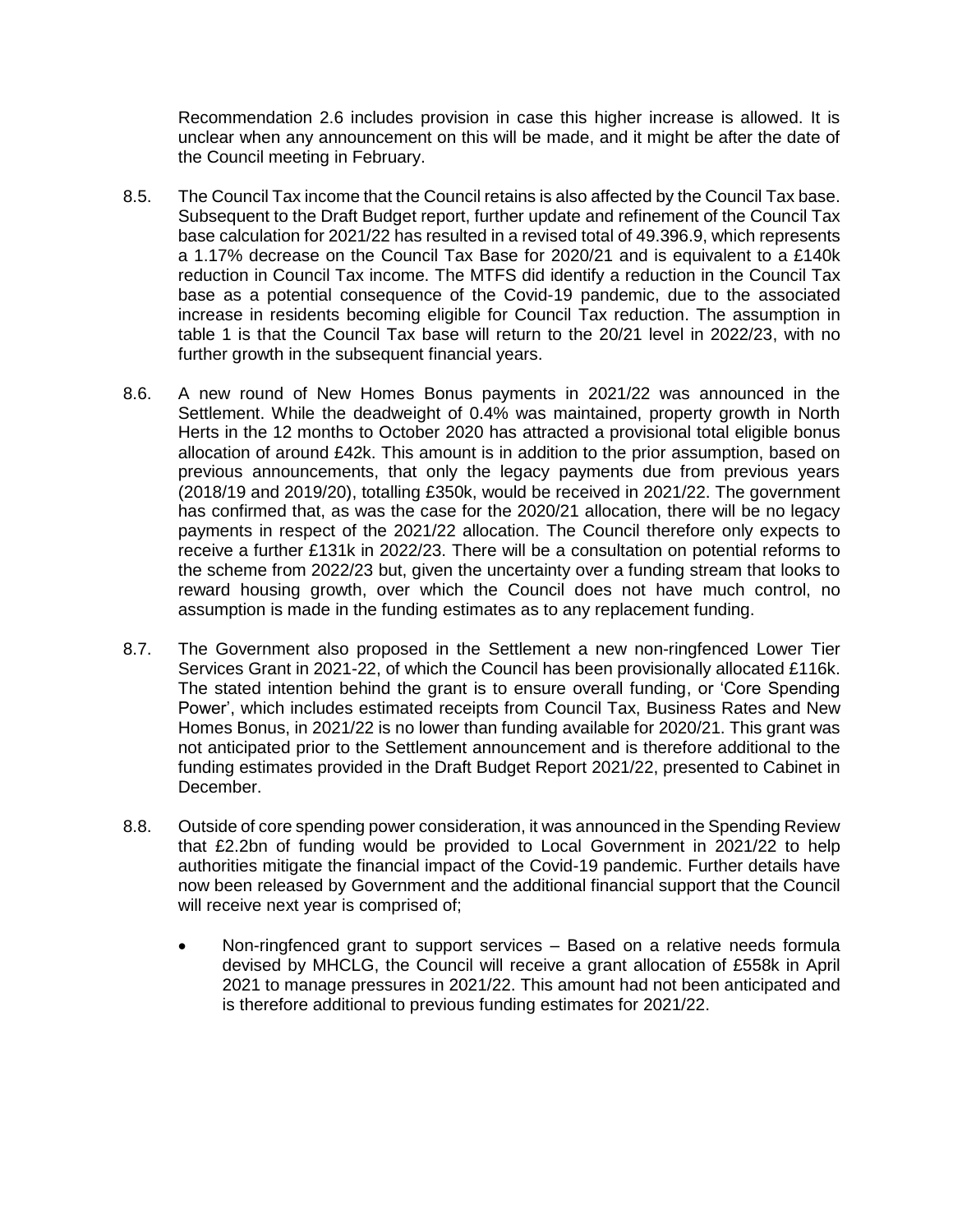Recommendation 2.6 includes provision in case this higher increase is allowed. It is unclear when any announcement on this will be made, and it might be after the date of the Council meeting in February.

8.5. The Council Tax income that the Council retains is also affected by the Council Tax base. Subsequent to the Draft Budget report, further update and refinement of the Council Tax base calculation for 2021/22 has resulted in a revised total of 49.396.9, which represents a 1.17% decrease on the Council Tax Base for 2020/21 and is equivalent to a £140k reduction in Council Tax income. The MTFS did identify a reduction in the Council Tax base as a potential consequence of the Covid-19 pandemic, due to the associated increase in residents becoming eligible for Council Tax reduction. The assumption in table 1 is that the Council Tax base will return to the 20/21 level in 2022/23, with no further growth in the subsequent financial years.

8.6. A new round of New Homes Bonus payments in 2021/22 was announced in the Settlement. While the deadweight of 0.4% was maintained, property growth in North Herts in the 12 months to October 2020 has attracted a provisional total eligible bonus allocation of around £42k. This amount is in addition to the prior assumption, based on previous announcements, that only the legacy payments due from previous years (2018/19 and 2019/20), totalling £350k, would be received in 2021/22. The government has confirmed that, as was the case for the 2020/21 allocation, there will be no legacy payments in respect of the 2021/22 allocation. The Council therefore only expects to receive a further £131k in 2022/23. There will be a consultation on potential reforms to the scheme from 2022/23 but, given the uncertainty over a funding stream that looks to reward housing growth, over which the Council does not have much control, no assumption is made in the funding estimates as to any replacement funding.

8.7. The Government also proposed in the Settlement a new non-ringfenced Lower Tier Services Grant in 2021-22, of which the Council has been provisionally allocated £116k. The stated intention behind the grant is to ensure overall funding, or 'Core Spending Power', which includes estimated receipts from Council Tax, Business Rates and New Homes Bonus, in 2021/22 is no lower than funding available for 2020/21. This grant was not anticipated prior to the Settlement announcement and is therefore additional to the funding estimates provided in the Draft Budget Report 2021/22, presented to Cabinet in December.

8.8. Outside of core spending power consideration, it was announced in the Spending Review that £2.2bn of funding would be provided to Local Government in 2021/22 to help authorities mitigate the financial impact of the Covid-19 pandemic. Further details have now been released by Government and the additional financial support that the Council will receive next year is comprised of;

- Non-ringfenced grant to support services – Based on a relative needs formula devised by MHCLG, the Council will receive a grant allocation of £558k in April 2021 to manage pressures in 2021/22. This amount had not been anticipated and is therefore additional to previous funding estimates for 2021/22.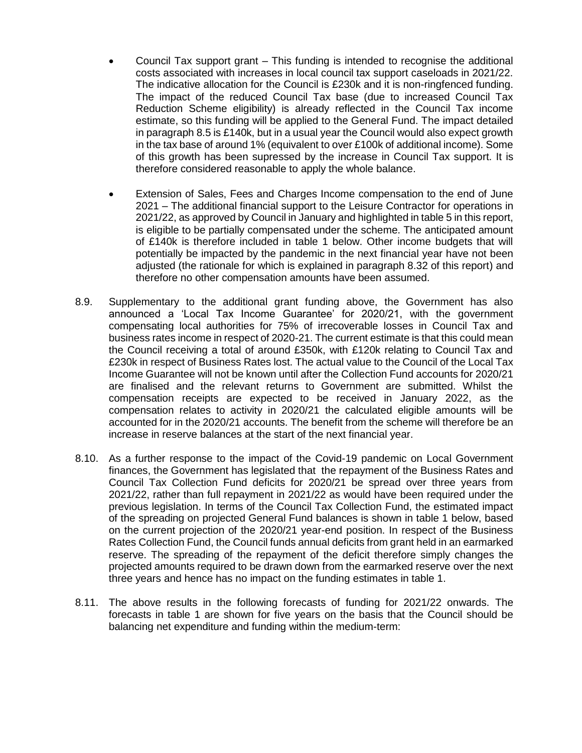- Council Tax support grant – This funding is intended to recognise the additional costs associated with increases in local council tax support caseloads in 2021/22. The indicative allocation for the Council is £230k and it is non-ringfenced funding. The impact of the reduced Council Tax base (due to increased Council Tax Reduction Scheme eligibility) is already reflected in the Council Tax income estimate, so this funding will be applied to the General Fund. The impact detailed in paragraph 8.5 is £140k, but in a usual year the Council would also expect growth in the tax base of around 1% (equivalent to over £100k of additional income). Some of this growth has been supressed by the increase in Council Tax support. It is therefore considered reasonable to apply the whole balance.

- Extension of Sales, Fees and Charges Income compensation to the end of June 2021 – The additional financial support to the Leisure Contractor for operations in 2021/22, as approved by Council in January and highlighted in table 5 in this report, is eligible to be partially compensated under the scheme. The anticipated amount of £140k is therefore included in table 1 below. Other income budgets that will potentially be impacted by the pandemic in the next financial year have not been adjusted (the rationale for which is explained in paragraph 8.32 of this report) and therefore no other compensation amounts have been assumed.

8.9. Supplementary to the additional grant funding above, the Government has also announced a 'Local Tax Income Guarantee' for 2020/21, with the government compensating local authorities for 75% of irrecoverable losses in Council Tax and business rates income in respect of 2020-21. The current estimate is that this could mean the Council receiving a total of around £350k, with £120k relating to Council Tax and £230k in respect of Business Rates lost. The actual value to the Council of the Local Tax Income Guarantee will not be known until after the Collection Fund accounts for 2020/21 are finalised and the relevant returns to Government are submitted. Whilst the compensation receipts are expected to be received in January 2022, as the compensation relates to activity in 2020/21 the calculated eligible amounts will be accounted for in the 2020/21 accounts. The benefit from the scheme will therefore be an increase in reserve balances at the start of the next financial year.

8.10. As a further response to the impact of the Covid-19 pandemic on Local Government finances, the Government has legislated that the repayment of the Business Rates and Council Tax Collection Fund deficits for 2020/21 be spread over three years from 2021/22, rather than full repayment in 2021/22 as would have been required under the previous legislation. In terms of the Council Tax Collection Fund, the estimated impact of the spreading on projected General Fund balances is shown in table 1 below, based on the current projection of the 2020/21 year-end position. In respect of the Business Rates Collection Fund, the Council funds annual deficits from grant held in an earmarked reserve. The spreading of the repayment of the deficit therefore simply changes the projected amounts required to be drawn down from the earmarked reserve over the next three years and hence has no impact on the funding estimates in table 1.

8.11. The above results in the following forecasts of funding for 2021/22 onwards. The forecasts in table 1 are shown for five years on the basis that the Council should be balancing net expenditure and funding within the medium-term: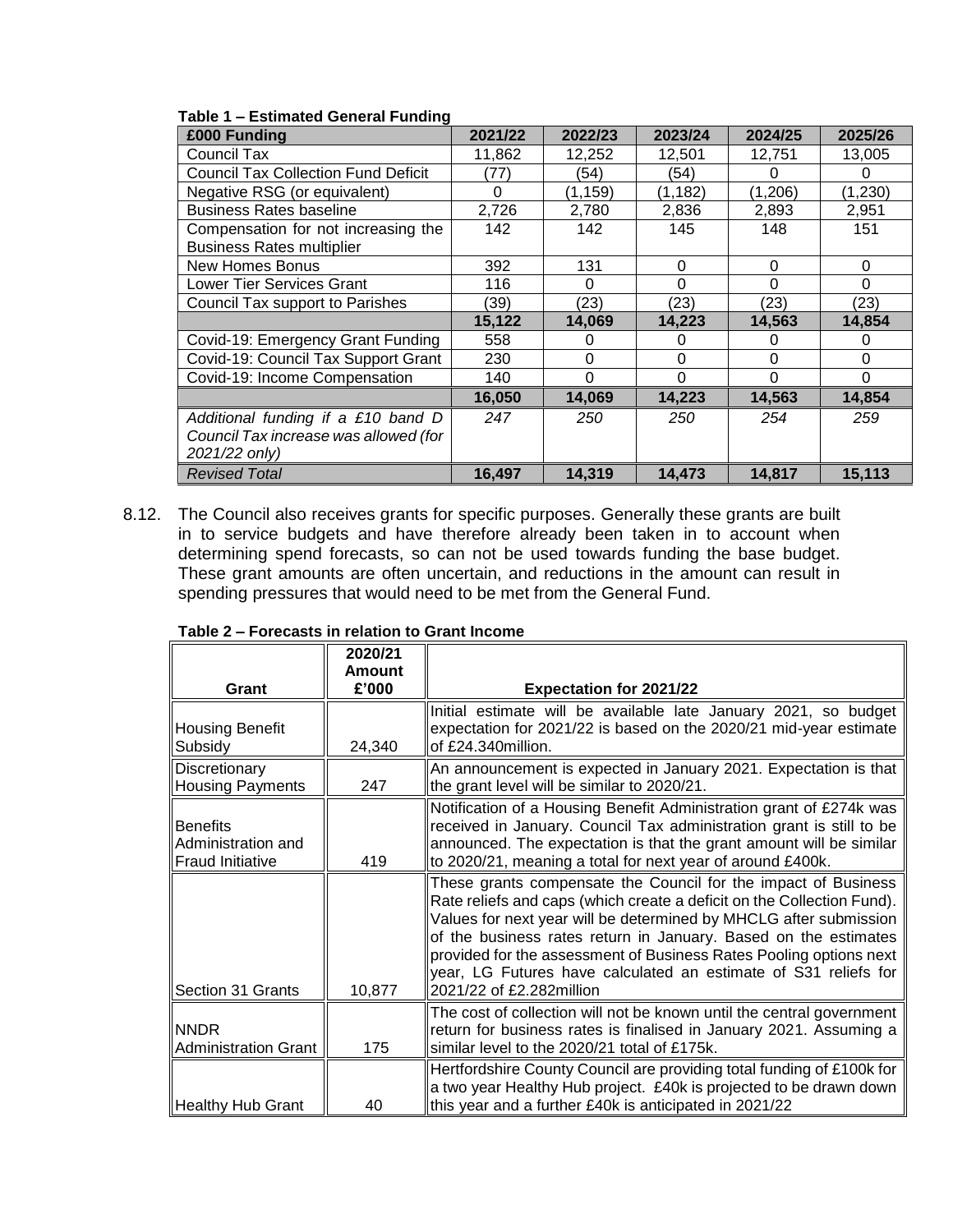**Table 1 – Estimated General Funding**

| £000 Funding | 2021/22 | 2022/23 | 2023/24 | 2024/25 | 2025/26 |
|---|---|---|---|---|---|
| Council Tax | 11,862 | 12,252 | 12,501 | 12,751 | 13,005 |
| Council Tax Collection Fund Deficit | (77) | (54) | (54) | 0 | 0 |
| Negative RSG (or equivalent) | 0 | (1,159) | (1,182) | (1,206) | (1,230) |
| Business Rates baseline | 2,726 | 2,780 | 2,836 | 2,893 | 2,951 |
| Compensation for not increasing the Business Rates multiplier | 142 | 142 | 145 | 148 | 151 |
| New Homes Bonus | 392 | 131 | 0 | 0 | 0 |
| Lower Tier Services Grant | 116 | 0 | 0 | 0 | 0 |
| Council Tax support to Parishes | (39) | (23) | (23) | (23) | (23) |
| | **15,122** | **14,069** | **14,223** | **14,563** | **14,854** |
| Covid-19: Emergency Grant Funding | 558 | 0 | 0 | 0 | 0 |
| Covid-19: Council Tax Support Grant | 230 | 0 | 0 | 0 | 0 |
| Covid-19: Income Compensation | 140 | 0 | 0 | 0 | 0 |
| | **16,050** | **14,069** | **14,223** | **14,563** | **14,854** |
| *Additional funding if a £10 band D Council Tax increase was allowed (for 2021/22 only)* | *247* | *250* | *250* | *254* | *259* |
| *Revised Total* | **16,497** | **14,319** | **14,473** | **14,817** | **15,113** |

8.12. The Council also receives grants for specific purposes. Generally these grants are built in to service budgets and have therefore already been taken in to account when determining spend forecasts, so can not be used towards funding the base budget. These grant amounts are often uncertain, and reductions in the amount can result in spending pressures that would need to be met from the General Fund.

**Table 2 – Forecasts in relation to Grant Income**

| Grant | 2020/21 Amount £'000 | Expectation for 2021/22 |
|---|---|---|
| Housing Benefit Subsidy | 24,340 | Initial estimate will be available late January 2021, so budget expectation for 2021/22 is based on the 2020/21 mid-year estimate of £24.340million. |
| Discretionary Housing Payments | 247 | An announcement is expected in January 2021. Expectation is that the grant level will be similar to 2020/21. |
| Benefits Administration and Fraud Initiative | 419 | Notification of a Housing Benefit Administration grant of £274k was received in January. Council Tax administration grant is still to be announced. The expectation is that the grant amount will be similar to 2020/21, meaning a total for next year of around £400k. |
| Section 31 Grants | 10,877 | These grants compensate the Council for the impact of Business Rate reliefs and caps (which create a deficit on the Collection Fund). Values for next year will be determined by MHCLG after submission of the business rates return in January. Based on the estimates provided for the assessment of Business Rates Pooling options next year, LG Futures have calculated an estimate of S31 reliefs for 2021/22 of £2.282million |
| NNDR Administration Grant | 175 | The cost of collection will not be known until the central government return for business rates is finalised in January 2021. Assuming a similar level to the 2020/21 total of £175k. |
| Healthy Hub Grant | 40 | Hertfordshire County Council are providing total funding of £100k for a two year Healthy Hub project. £40k is projected to be drawn down this year and a further £40k is anticipated in 2021/22 |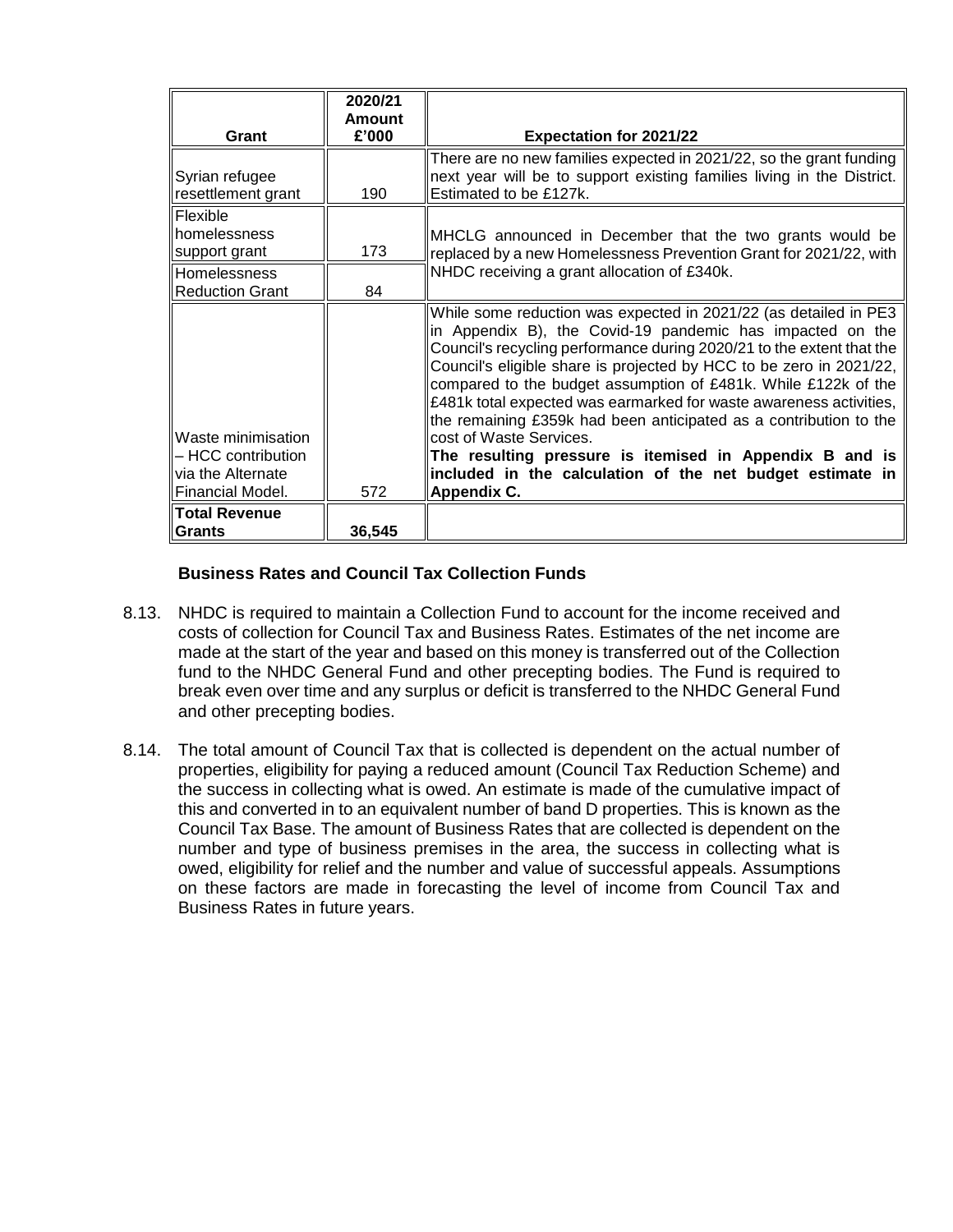| Grant | 2020/21 Amount £'000 | Expectation for 2021/22 |
|---|---|---|
| Syrian refugee resettlement grant | 190 | There are no new families expected in 2021/22, so the grant funding next year will be to support existing families living in the District. Estimated to be £127k. |
| Flexible homelessness support grant | 173 | MHCLG announced in December that the two grants would be replaced by a new Homelessness Prevention Grant for 2021/22, with NHDC receiving a grant allocation of £340k. |
| Homelessness Reduction Grant | 84 | |
| Waste minimisation – HCC contribution via the Alternate Financial Model. | 572 | While some reduction was expected in 2021/22 (as detailed in PE3 in Appendix B), the Covid-19 pandemic has impacted on the Council's recycling performance during 2020/21 to the extent that the Council's eligible share is projected by HCC to be zero in 2021/22, compared to the budget assumption of £481k. While £122k of the £481k total expected was earmarked for waste awareness activities, the remaining £359k had been anticipated as a contribution to the cost of Waste Services. **The resulting pressure is itemised in Appendix B and is included in the calculation of the net budget estimate in Appendix C.** |
| **Total Revenue Grants** | **36,545** | |

### Business Rates and Council Tax Collection Funds

8.13. NHDC is required to maintain a Collection Fund to account for the income received and costs of collection for Council Tax and Business Rates. Estimates of the net income are made at the start of the year and based on this money is transferred out of the Collection fund to the NHDC General Fund and other precepting bodies. The Fund is required to break even over time and any surplus or deficit is transferred to the NHDC General Fund and other precepting bodies.

8.14. The total amount of Council Tax that is collected is dependent on the actual number of properties, eligibility for paying a reduced amount (Council Tax Reduction Scheme) and the success in collecting what is owed. An estimate is made of the cumulative impact of this and converted in to an equivalent number of band D properties. This is known as the Council Tax Base. The amount of Business Rates that are collected is dependent on the number and type of business premises in the area, the success in collecting what is owed, eligibility for relief and the number and value of successful appeals. Assumptions on these factors are made in forecasting the level of income from Council Tax and Business Rates in future years.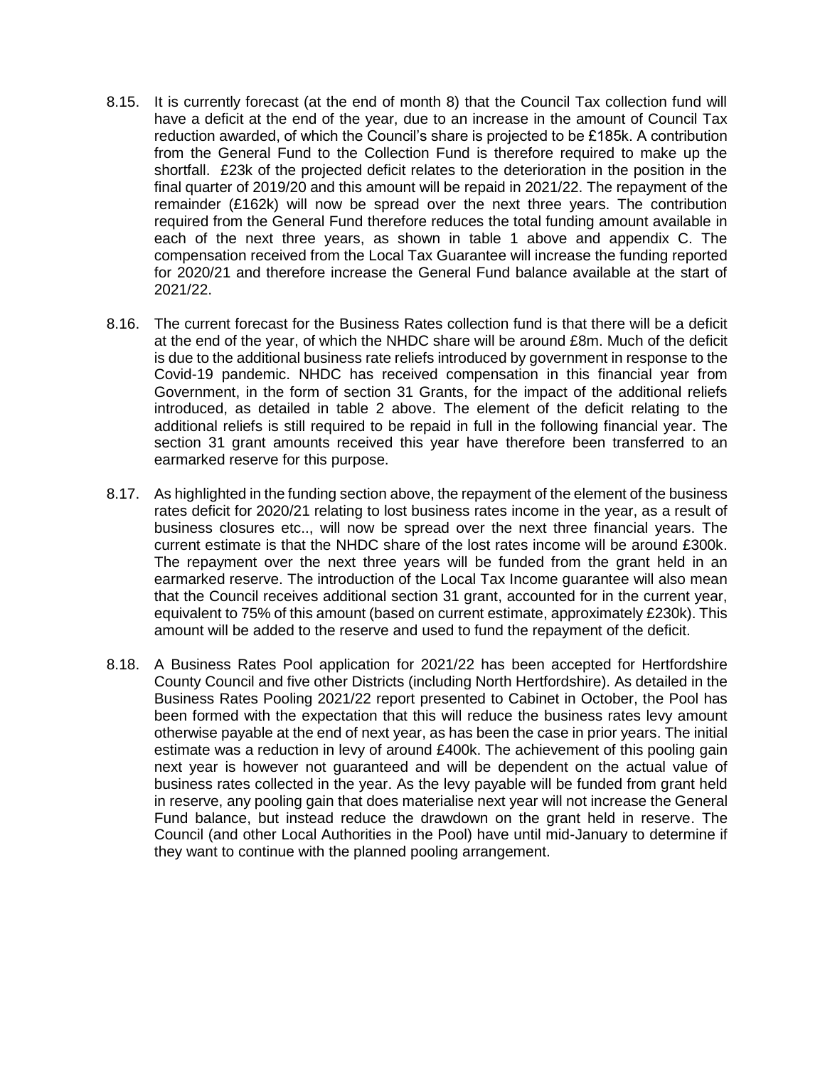8.15. It is currently forecast (at the end of month 8) that the Council Tax collection fund will have a deficit at the end of the year, due to an increase in the amount of Council Tax reduction awarded, of which the Council's share is projected to be £185k. A contribution from the General Fund to the Collection Fund is therefore required to make up the shortfall. £23k of the projected deficit relates to the deterioration in the position in the final quarter of 2019/20 and this amount will be repaid in 2021/22. The repayment of the remainder (£162k) will now be spread over the next three years. The contribution required from the General Fund therefore reduces the total funding amount available in each of the next three years, as shown in table 1 above and appendix C. The compensation received from the Local Tax Guarantee will increase the funding reported for 2020/21 and therefore increase the General Fund balance available at the start of 2021/22.

8.16. The current forecast for the Business Rates collection fund is that there will be a deficit at the end of the year, of which the NHDC share will be around £8m. Much of the deficit is due to the additional business rate reliefs introduced by government in response to the Covid-19 pandemic. NHDC has received compensation in this financial year from Government, in the form of section 31 Grants, for the impact of the additional reliefs introduced, as detailed in table 2 above. The element of the deficit relating to the additional reliefs is still required to be repaid in full in the following financial year. The section 31 grant amounts received this year have therefore been transferred to an earmarked reserve for this purpose.

8.17. As highlighted in the funding section above, the repayment of the element of the business rates deficit for 2020/21 relating to lost business rates income in the year, as a result of business closures etc.., will now be spread over the next three financial years. The current estimate is that the NHDC share of the lost rates income will be around £300k. The repayment over the next three years will be funded from the grant held in an earmarked reserve. The introduction of the Local Tax Income guarantee will also mean that the Council receives additional section 31 grant, accounted for in the current year, equivalent to 75% of this amount (based on current estimate, approximately £230k). This amount will be added to the reserve and used to fund the repayment of the deficit.

8.18. A Business Rates Pool application for 2021/22 has been accepted for Hertfordshire County Council and five other Districts (including North Hertfordshire). As detailed in the Business Rates Pooling 2021/22 report presented to Cabinet in October, the Pool has been formed with the expectation that this will reduce the business rates levy amount otherwise payable at the end of next year, as has been the case in prior years. The initial estimate was a reduction in levy of around £400k. The achievement of this pooling gain next year is however not guaranteed and will be dependent on the actual value of business rates collected in the year. As the levy payable will be funded from grant held in reserve, any pooling gain that does materialise next year will not increase the General Fund balance, but instead reduce the drawdown on the grant held in reserve. The Council (and other Local Authorities in the Pool) have until mid-January to determine if they want to continue with the planned pooling arrangement.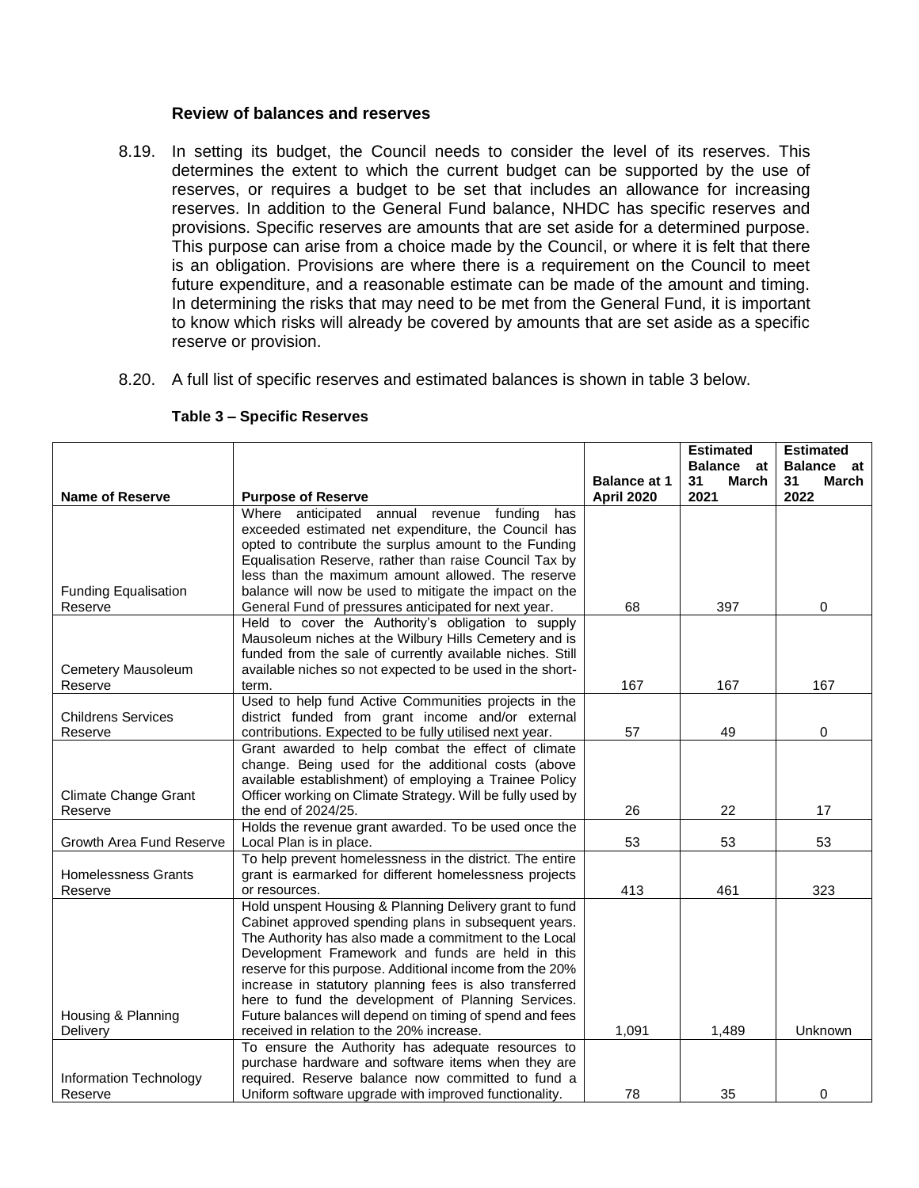### Review of balances and reserves

8.19. In setting its budget, the Council needs to consider the level of its reserves. This determines the extent to which the current budget can be supported by the use of reserves, or requires a budget to be set that includes an allowance for increasing reserves. In addition to the General Fund balance, NHDC has specific reserves and provisions. Specific reserves are amounts that are set aside for a determined purpose. This purpose can arise from a choice made by the Council, or where it is felt that there is an obligation. Provisions are where there is a requirement on the Council to meet future expenditure, and a reasonable estimate can be made of the amount and timing. In determining the risks that may need to be met from the General Fund, it is important to know which risks will already be covered by amounts that are set aside as a specific reserve or provision.

8.20. A full list of specific reserves and estimated balances is shown in table 3 below.

**Table 3 – Specific Reserves**

| Name of Reserve | Purpose of Reserve | Balance at 1 April 2020 | Estimated Balance at 31 March 2021 | Estimated Balance at 31 March 2022 |
|---|---|---|---|---|
| Funding Equalisation Reserve | Where anticipated annual revenue funding has exceeded estimated net expenditure, the Council has opted to contribute the surplus amount to the Funding Equalisation Reserve, rather than raise Council Tax by less than the maximum amount allowed. The reserve balance will now be used to mitigate the impact on the General Fund of pressures anticipated for next year. | 68 | 397 | 0 |
| Cemetery Mausoleum Reserve | Held to cover the Authority's obligation to supply Mausoleum niches at the Wilbury Hills Cemetery and is funded from the sale of currently available niches. Still available niches so not expected to be used in the short-term. | 167 | 167 | 167 |
| Childrens Services Reserve | Used to help fund Active Communities projects in the district funded from grant income and/or external contributions. Expected to be fully utilised next year. | 57 | 49 | 0 |
| Climate Change Grant Reserve | Grant awarded to help combat the effect of climate change. Being used for the additional costs (above available establishment) of employing a Trainee Policy Officer working on Climate Strategy. Will be fully used by the end of 2024/25. | 26 | 22 | 17 |
| Growth Area Fund Reserve | Holds the revenue grant awarded. To be used once the Local Plan is in place. | 53 | 53 | 53 |
| Homelessness Grants Reserve | To help prevent homelessness in the district. The entire grant is earmarked for different homelessness projects or resources. | 413 | 461 | 323 |
| Housing & Planning Delivery | Hold unspent Housing & Planning Delivery grant to fund Cabinet approved spending plans in subsequent years. The Authority has also made a commitment to the Local Development Framework and funds are held in this reserve for this purpose. Additional income from the 20% increase in statutory planning fees is also transferred here to fund the development of Planning Services. Future balances will depend on timing of spend and fees received in relation to the 20% increase. | 1,091 | 1,489 | Unknown |
| Information Technology Reserve | To ensure the Authority has adequate resources to purchase hardware and software items when they are required. Reserve balance now committed to fund a Uniform software upgrade with improved functionality. | 78 | 35 | 0 |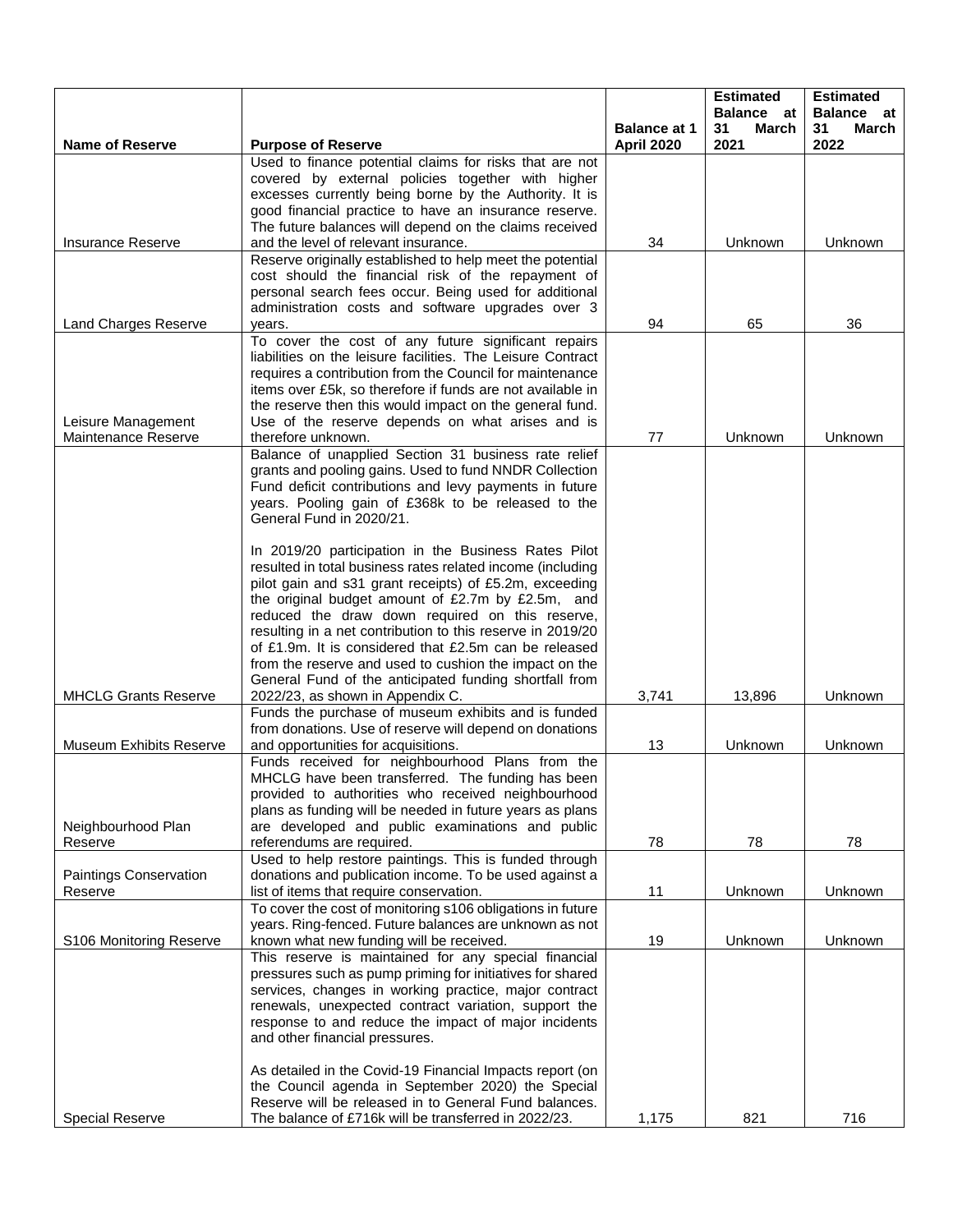| Name of Reserve | Purpose of Reserve | Balance at 1 April 2020 | Estimated Balance at 31 March 2021 | Estimated Balance at 31 March 2022 |
|---|---|---|---|---|
| Insurance Reserve | Used to finance potential claims for risks that are not covered by external policies together with higher excesses currently being borne by the Authority. It is good financial practice to have an insurance reserve. The future balances will depend on the claims received and the level of relevant insurance. | 34 | Unknown | Unknown |
| Land Charges Reserve | Reserve originally established to help meet the potential cost should the financial risk of the repayment of personal search fees occur. Being used for additional administration costs and software upgrades over 3 years. | 94 | 65 | 36 |
| Leisure Management Maintenance Reserve | To cover the cost of any future significant repairs liabilities on the leisure facilities. The Leisure Contract requires a contribution from the Council for maintenance items over £5k, so therefore if funds are not available in the reserve then this would impact on the general fund. Use of the reserve depends on what arises and is therefore unknown. | 77 | Unknown | Unknown |
| MHCLG Grants Reserve | Balance of unapplied Section 31 business rate relief grants and pooling gains. Used to fund NNDR Collection Fund deficit contributions and levy payments in future years. Pooling gain of £368k to be released to the General Fund in 2020/21.<br><br>In 2019/20 participation in the Business Rates Pilot resulted in total business rates related income (including pilot gain and s31 grant receipts) of £5.2m, exceeding the original budget amount of £2.7m by £2.5m, and reduced the draw down required on this reserve, resulting in a net contribution to this reserve in 2019/20 of £1.9m. It is considered that £2.5m can be released from the reserve and used to cushion the impact on the General Fund of the anticipated funding shortfall from 2022/23, as shown in Appendix C. | 3,741 | 13,896 | Unknown |
| Museum Exhibits Reserve | Funds the purchase of museum exhibits and is funded from donations. Use of reserve will depend on donations and opportunities for acquisitions. | 13 | Unknown | Unknown |
| Neighbourhood Plan Reserve | Funds received for neighbourhood Plans from the MHCLG have been transferred. The funding has been provided to authorities who received neighbourhood plans as funding will be needed in future years as plans are developed and public examinations and public referendums are required. | 78 | 78 | 78 |
| Paintings Conservation Reserve | Used to help restore paintings. This is funded through donations and publication income. To be used against a list of items that require conservation. | 11 | Unknown | Unknown |
| S106 Monitoring Reserve | To cover the cost of monitoring s106 obligations in future years. Ring-fenced. Future balances are unknown as not known what new funding will be received. | 19 | Unknown | Unknown |
| Special Reserve | This reserve is maintained for any special financial pressures such as pump priming for initiatives for shared services, changes in working practice, major contract renewals, unexpected contract variation, support the response to and reduce the impact of major incidents and other financial pressures.<br><br>As detailed in the Covid-19 Financial Impacts report (on the Council agenda in September 2020) the Special Reserve will be released in to General Fund balances. The balance of £716k will be transferred in 2022/23. | 1,175 | 821 | 716 |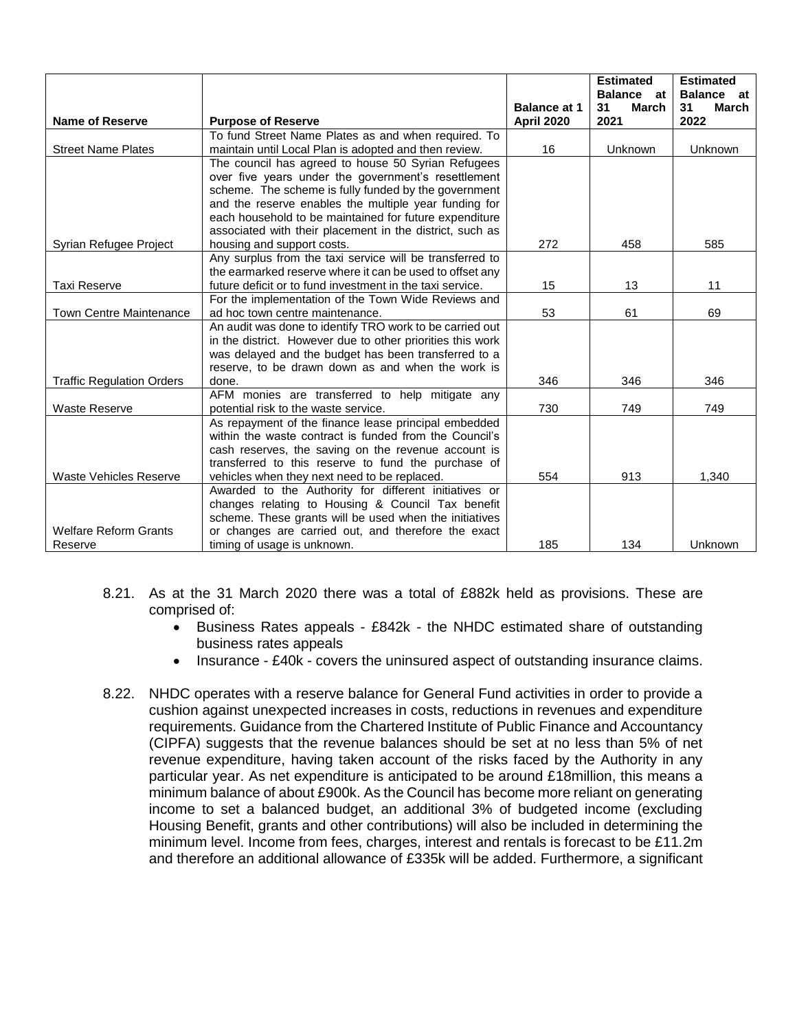| Name of Reserve | Purpose of Reserve | Balance at 1 April 2020 | Estimated Balance at 31 March 2021 | Estimated Balance at 31 March 2022 |
|---|---|---|---|---|
| Street Name Plates | To fund Street Name Plates as and when required. To maintain until Local Plan is adopted and then review. | 16 | Unknown | Unknown |
| Syrian Refugee Project | The council has agreed to house 50 Syrian Refugees over five years under the government's resettlement scheme. The scheme is fully funded by the government and the reserve enables the multiple year funding for each household to be maintained for future expenditure associated with their placement in the district, such as housing and support costs. | 272 | 458 | 585 |
| Taxi Reserve | Any surplus from the taxi service will be transferred to the earmarked reserve where it can be used to offset any future deficit or to fund investment in the taxi service. | 15 | 13 | 11 |
| Town Centre Maintenance | For the implementation of the Town Wide Reviews and ad hoc town centre maintenance. | 53 | 61 | 69 |
| Traffic Regulation Orders | An audit was done to identify TRO work to be carried out in the district. However due to other priorities this work was delayed and the budget has been transferred to a reserve, to be drawn down as and when the work is done. | 346 | 346 | 346 |
| Waste Reserve | AFM monies are transferred to help mitigate any potential risk to the waste service. | 730 | 749 | 749 |
| Waste Vehicles Reserve | As repayment of the finance lease principal embedded within the waste contract is funded from the Council's cash reserves, the saving on the revenue account is transferred to this reserve to fund the purchase of vehicles when they next need to be replaced. | 554 | 913 | 1,340 |
| Welfare Reform Grants Reserve | Awarded to the Authority for different initiatives or changes relating to Housing & Council Tax benefit scheme. These grants will be used when the initiatives or changes are carried out, and therefore the exact timing of usage is unknown. | 185 | 134 | Unknown |

8.21. As at the 31 March 2020 there was a total of £882k held as provisions. These are comprised of:

- Business Rates appeals - £842k - the NHDC estimated share of outstanding business rates appeals
- Insurance - £40k - covers the uninsured aspect of outstanding insurance claims.

8.22. NHDC operates with a reserve balance for General Fund activities in order to provide a cushion against unexpected increases in costs, reductions in revenues and expenditure requirements. Guidance from the Chartered Institute of Public Finance and Accountancy (CIPFA) suggests that the revenue balances should be set at no less than 5% of net revenue expenditure, having taken account of the risks faced by the Authority in any particular year. As net expenditure is anticipated to be around £18million, this means a minimum balance of about £900k. As the Council has become more reliant on generating income to set a balanced budget, an additional 3% of budgeted income (excluding Housing Benefit, grants and other contributions) will also be included in determining the minimum level. Income from fees, charges, interest and rentals is forecast to be £11.2m and therefore an additional allowance of £335k will be added. Furthermore, a significant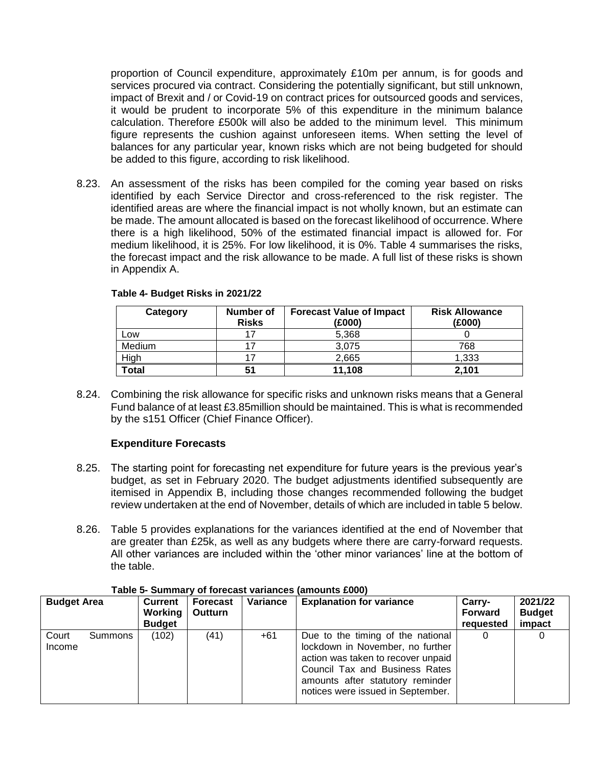proportion of Council expenditure, approximately £10m per annum, is for goods and services procured via contract. Considering the potentially significant, but still unknown, impact of Brexit and / or Covid-19 on contract prices for outsourced goods and services, it would be prudent to incorporate 5% of this expenditure in the minimum balance calculation. Therefore £500k will also be added to the minimum level. This minimum figure represents the cushion against unforeseen items. When setting the level of balances for any particular year, known risks which are not being budgeted for should be added to this figure, according to risk likelihood.

8.23. An assessment of the risks has been compiled for the coming year based on risks identified by each Service Director and cross-referenced to the risk register. The identified areas are where the financial impact is not wholly known, but an estimate can be made. The amount allocated is based on the forecast likelihood of occurrence. Where there is a high likelihood, 50% of the estimated financial impact is allowed for. For medium likelihood, it is 25%. For low likelihood, it is 0%. Table 4 summarises the risks, the forecast impact and the risk allowance to be made. A full list of these risks is shown in Appendix A.

**Table 4- Budget Risks in 2021/22**

| Category | Number of Risks | Forecast Value of Impact (£000) | Risk Allowance (£000) |
|---|---|---|---|
| Low | 17 | 5,368 | 0 |
| Medium | 17 | 3,075 | 768 |
| High | 17 | 2,665 | 1,333 |
| **Total** | **51** | **11,108** | **2,101** |

8.24. Combining the risk allowance for specific risks and unknown risks means that a General Fund balance of at least £3.85million should be maintained. This is what is recommended by the s151 Officer (Chief Finance Officer).

### Expenditure Forecasts

8.25. The starting point for forecasting net expenditure for future years is the previous year's budget, as set in February 2020. The budget adjustments identified subsequently are itemised in Appendix B, including those changes recommended following the budget review undertaken at the end of November, details of which are included in table 5 below.

8.26. Table 5 provides explanations for the variances identified at the end of November that are greater than £25k, as well as any budgets where there are carry-forward requests. All other variances are included within the 'other minor variances' line at the bottom of the table.

**Table 5- Summary of forecast variances (amounts £000)**

| Budget Area | Current Working Budget | Forecast Outturn | Variance | Explanation for variance | Carry-Forward requested | 2021/22 Budget impact |
|---|---|---|---|---|---|---|
| Court Summons Income | (102) | (41) | +61 | Due to the timing of the national lockdown in November, no further action was taken to recover unpaid Council Tax and Business Rates amounts after statutory reminder notices were issued in September. | 0 | 0 |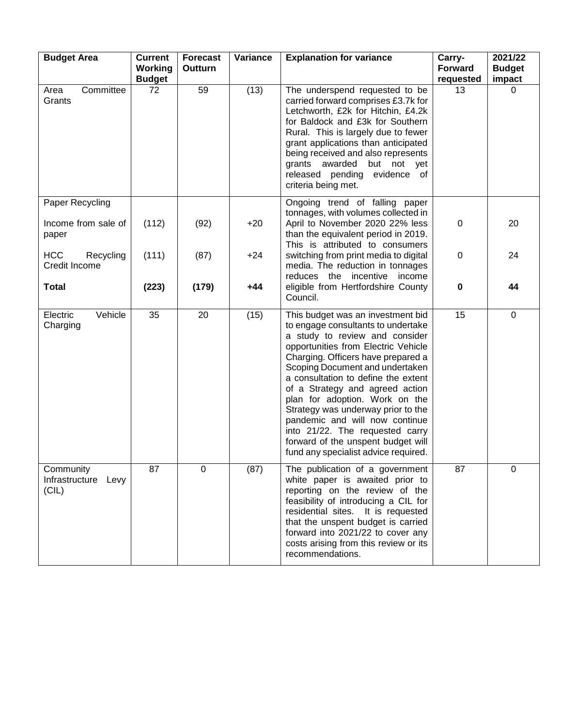| Budget Area | Current Working Budget | Forecast Outturn | Variance | Explanation for variance | Carry-Forward requested | 2021/22 Budget impact |
|---|---|---|---|---|---|---|
| Area Committee Grants | 72 | 59 | (13) | The underspend requested to be carried forward comprises £3.7k for Letchworth, £2k for Hitchin, £4.2k for Baldock and £3k for Southern Rural. This is largely due to fewer grant applications than anticipated being received and also represents grants awarded but not yet released pending evidence of criteria being met. | 13 | 0 |
| Paper Recycling | | | | Ongoing trend of falling paper tonnages, with volumes collected in April to November 2020 22% less than the equivalent period in 2019. This is attributed to consumers switching from print media to digital media. The reduction in tonnages reduces the incentive income eligible from Hertfordshire County Council. | | |
| Income from sale of paper | (112) | (92) | +20 | | 0 | 20 |
| HCC Recycling Credit Income | (111) | (87) | +24 | | 0 | 24 |
| **Total** | **(223)** | **(179)** | **+44** | | **0** | **44** |
| Electric Vehicle Charging | 35 | 20 | (15) | This budget was an investment bid to engage consultants to undertake a study to review and consider opportunities from Electric Vehicle Charging. Officers have prepared a Scoping Document and undertaken a consultation to define the extent of a Strategy and agreed action plan for adoption. Work on the Strategy was underway prior to the pandemic and will now continue into 21/22. The requested carry forward of the unspent budget will fund any specialist advice required. | 15 | 0 |
| Community Infrastructure Levy (CIL) | 87 | 0 | (87) | The publication of a government white paper is awaited prior to reporting on the review of the feasibility of introducing a CIL for residential sites. It is requested that the unspent budget is carried forward into 2021/22 to cover any costs arising from this review or its recommendations. | 87 | 0 |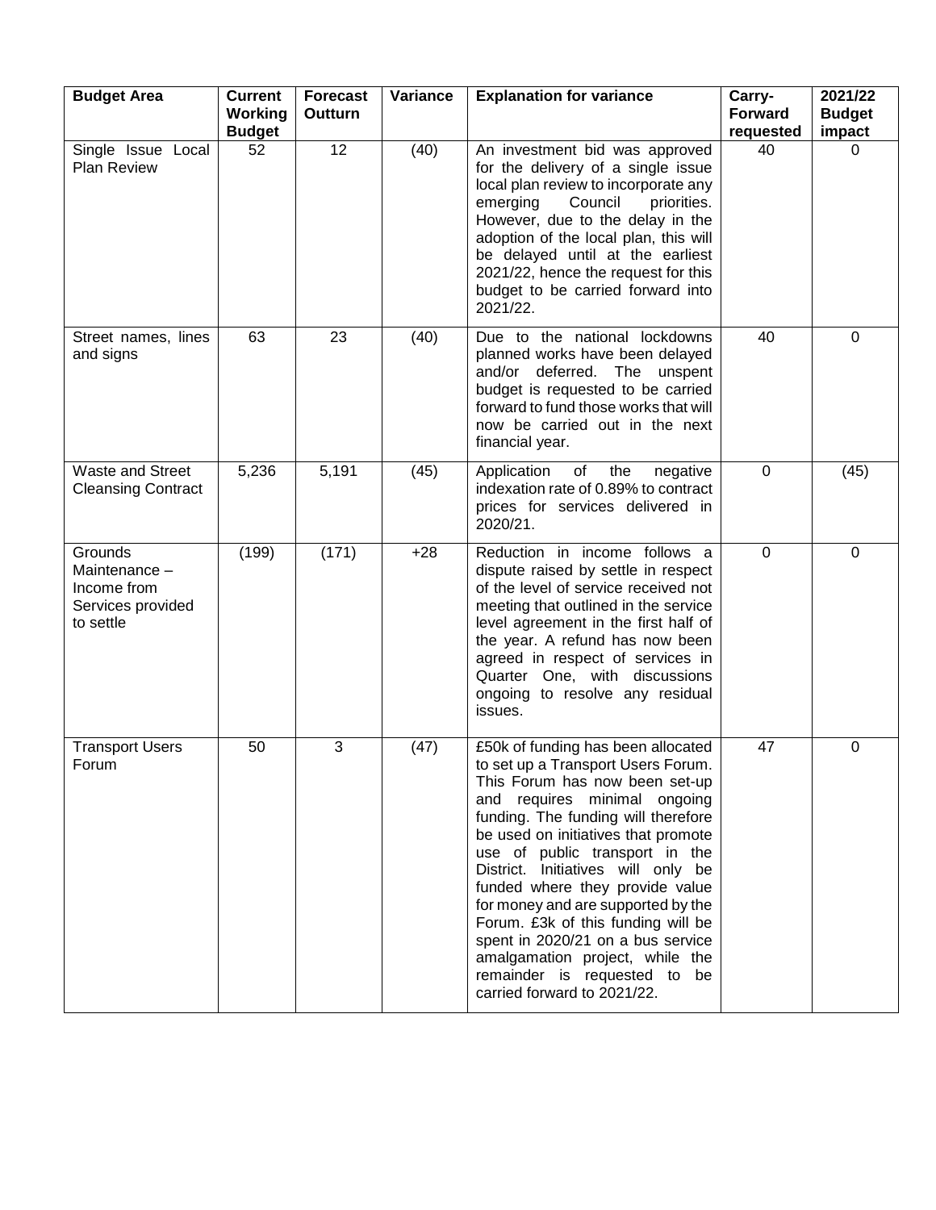| Budget Area | Current Working Budget | Forecast Outturn | Variance | Explanation for variance | Carry-Forward requested | 2021/22 Budget impact |
|---|---|---|---|---|---|---|
| Single Issue Local Plan Review | 52 | 12 | (40) | An investment bid was approved for the delivery of a single issue local plan review to incorporate any emerging Council priorities. However, due to the delay in the adoption of the local plan, this will be delayed until at the earliest 2021/22, hence the request for this budget to be carried forward into 2021/22. | 40 | 0 |
| Street names, lines and signs | 63 | 23 | (40) | Due to the national lockdowns planned works have been delayed and/or deferred. The unspent budget is requested to be carried forward to fund those works that will now be carried out in the next financial year. | 40 | 0 |
| Waste and Street Cleansing Contract | 5,236 | 5,191 | (45) | Application of the negative indexation rate of 0.89% to contract prices for services delivered in 2020/21. | 0 | (45) |
| Grounds Maintenance – Income from Services provided to settle | (199) | (171) | +28 | Reduction in income follows a dispute raised by settle in respect of the level of service received not meeting that outlined in the service level agreement in the first half of the year. A refund has now been agreed in respect of services in Quarter One, with discussions ongoing to resolve any residual issues. | 0 | 0 |
| Transport Users Forum | 50 | 3 | (47) | £50k of funding has been allocated to set up a Transport Users Forum. This Forum has now been set-up and requires minimal ongoing funding. The funding will therefore be used on initiatives that promote use of public transport in the District. Initiatives will only be funded where they provide value for money and are supported by the Forum. £3k of this funding will be spent in 2020/21 on a bus service amalgamation project, while the remainder is requested to be carried forward to 2021/22. | 47 | 0 |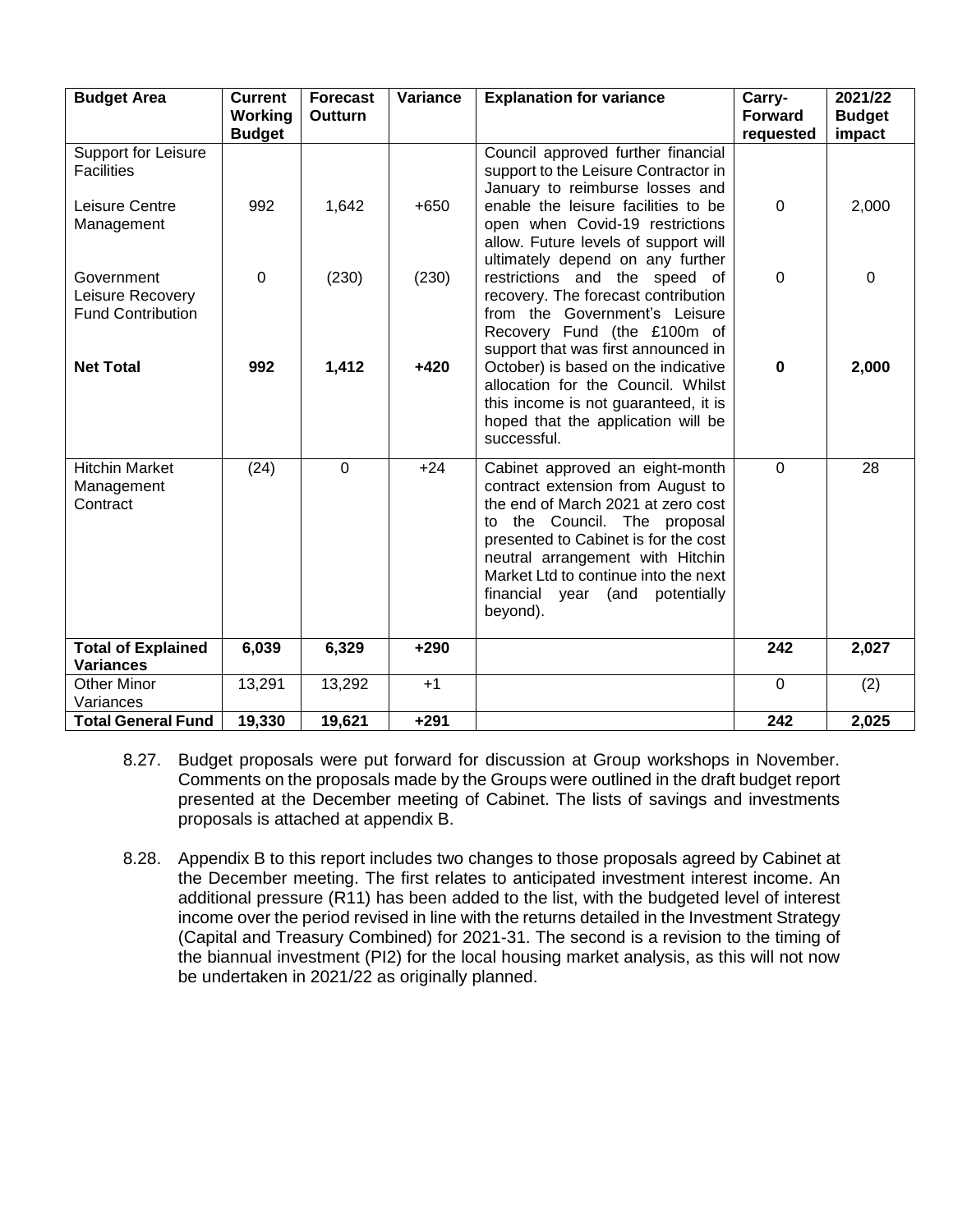| Budget Area | Current Working Budget | Forecast Outturn | Variance | Explanation for variance | Carry-Forward requested | 2021/22 Budget impact |
|---|---|---|---|---|---|---|
| Support for Leisure Facilities | | | | Council approved further financial support to the Leisure Contractor in January to reimburse losses and enable the leisure facilities to be open when Covid-19 restrictions allow. Future levels of support will ultimately depend on any further restrictions and the speed of recovery. The forecast contribution from the Government's Leisure Recovery Fund (the £100m of support that was first announced in October) is based on the indicative allocation for the Council. Whilst this income is not guaranteed, it is hoped that the application will be successful. | | |
| Leisure Centre Management | 992 | 1,642 | +650 | | 0 | 2,000 |
| Government Leisure Recovery Fund Contribution | 0 | (230) | (230) | | 0 | 0 |
| **Net Total** | **992** | **1,412** | **+420** | | **0** | **2,000** |
| Hitchin Market Management Contract | (24) | 0 | +24 | Cabinet approved an eight-month contract extension from August to the end of March 2021 at zero cost to the Council. The proposal presented to Cabinet is for the cost neutral arrangement with Hitchin Market Ltd to continue into the next financial year (and potentially beyond). | 0 | 28 |
| **Total of Explained Variances** | **6,039** | **6,329** | **+290** | | **242** | **2,027** |
| Other Minor Variances | 13,291 | 13,292 | +1 | | 0 | (2) |
| **Total General Fund** | **19,330** | **19,621** | **+291** | | **242** | **2,025** |

8.27. Budget proposals were put forward for discussion at Group workshops in November. Comments on the proposals made by the Groups were outlined in the draft budget report presented at the December meeting of Cabinet. The lists of savings and investments proposals is attached at appendix B.

8.28. Appendix B to this report includes two changes to those proposals agreed by Cabinet at the December meeting. The first relates to anticipated investment interest income. An additional pressure (R11) has been added to the list, with the budgeted level of interest income over the period revised in line with the returns detailed in the Investment Strategy (Capital and Treasury Combined) for 2021-31. The second is a revision to the timing of the biannual investment (PI2) for the local housing market analysis, as this will not now be undertaken in 2021/22 as originally planned.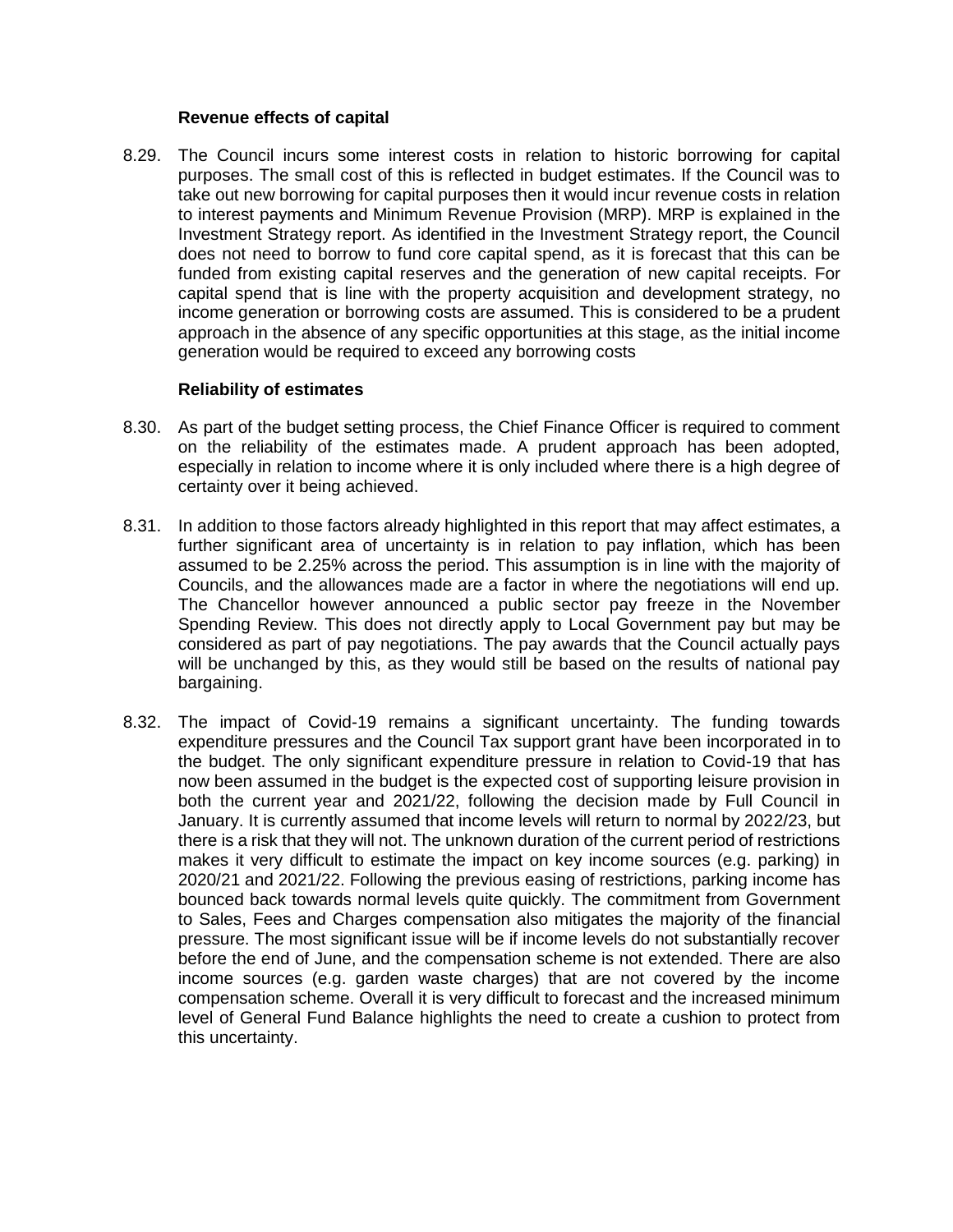**Revenue effects of capital**

8.29. The Council incurs some interest costs in relation to historic borrowing for capital purposes. The small cost of this is reflected in budget estimates. If the Council was to take out new borrowing for capital purposes then it would incur revenue costs in relation to interest payments and Minimum Revenue Provision (MRP). MRP is explained in the Investment Strategy report. As identified in the Investment Strategy report, the Council does not need to borrow to fund core capital spend, as it is forecast that this can be funded from existing capital reserves and the generation of new capital receipts. For capital spend that is line with the property acquisition and development strategy, no income generation or borrowing costs are assumed. This is considered to be a prudent approach in the absence of any specific opportunities at this stage, as the initial income generation would be required to exceed any borrowing costs

**Reliability of estimates**

8.30. As part of the budget setting process, the Chief Finance Officer is required to comment on the reliability of the estimates made. A prudent approach has been adopted, especially in relation to income where it is only included where there is a high degree of certainty over it being achieved.

8.31. In addition to those factors already highlighted in this report that may affect estimates, a further significant area of uncertainty is in relation to pay inflation, which has been assumed to be 2.25% across the period. This assumption is in line with the majority of Councils, and the allowances made are a factor in where the negotiations will end up. The Chancellor however announced a public sector pay freeze in the November Spending Review. This does not directly apply to Local Government pay but may be considered as part of pay negotiations. The pay awards that the Council actually pays will be unchanged by this, as they would still be based on the results of national pay bargaining.

8.32. The impact of Covid-19 remains a significant uncertainty. The funding towards expenditure pressures and the Council Tax support grant have been incorporated in to the budget. The only significant expenditure pressure in relation to Covid-19 that has now been assumed in the budget is the expected cost of supporting leisure provision in both the current year and 2021/22, following the decision made by Full Council in January. It is currently assumed that income levels will return to normal by 2022/23, but there is a risk that they will not. The unknown duration of the current period of restrictions makes it very difficult to estimate the impact on key income sources (e.g. parking) in 2020/21 and 2021/22. Following the previous easing of restrictions, parking income has bounced back towards normal levels quite quickly. The commitment from Government to Sales, Fees and Charges compensation also mitigates the majority of the financial pressure. The most significant issue will be if income levels do not substantially recover before the end of June, and the compensation scheme is not extended. There are also income sources (e.g. garden waste charges) that are not covered by the income compensation scheme. Overall it is very difficult to forecast and the increased minimum level of General Fund Balance highlights the need to create a cushion to protect from this uncertainty.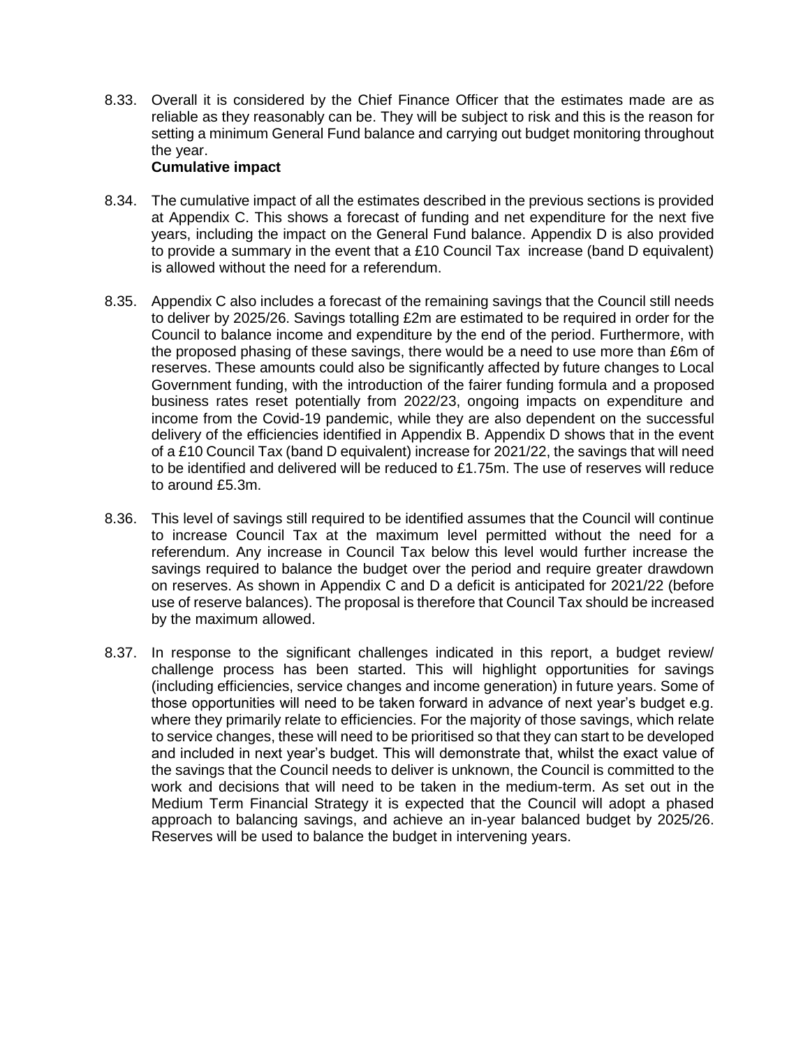8.33. Overall it is considered by the Chief Finance Officer that the estimates made are as reliable as they reasonably can be. They will be subject to risk and this is the reason for setting a minimum General Fund balance and carrying out budget monitoring throughout the year.

**Cumulative impact**

8.34. The cumulative impact of all the estimates described in the previous sections is provided at Appendix C. This shows a forecast of funding and net expenditure for the next five years, including the impact on the General Fund balance. Appendix D is also provided to provide a summary in the event that a £10 Council Tax increase (band D equivalent) is allowed without the need for a referendum.

8.35. Appendix C also includes a forecast of the remaining savings that the Council still needs to deliver by 2025/26. Savings totalling £2m are estimated to be required in order for the Council to balance income and expenditure by the end of the period. Furthermore, with the proposed phasing of these savings, there would be a need to use more than £6m of reserves. These amounts could also be significantly affected by future changes to Local Government funding, with the introduction of the fairer funding formula and a proposed business rates reset potentially from 2022/23, ongoing impacts on expenditure and income from the Covid-19 pandemic, while they are also dependent on the successful delivery of the efficiencies identified in Appendix B. Appendix D shows that in the event of a £10 Council Tax (band D equivalent) increase for 2021/22, the savings that will need to be identified and delivered will be reduced to £1.75m. The use of reserves will reduce to around £5.3m.

8.36. This level of savings still required to be identified assumes that the Council will continue to increase Council Tax at the maximum level permitted without the need for a referendum. Any increase in Council Tax below this level would further increase the savings required to balance the budget over the period and require greater drawdown on reserves. As shown in Appendix C and D a deficit is anticipated for 2021/22 (before use of reserve balances). The proposal is therefore that Council Tax should be increased by the maximum allowed.

8.37. In response to the significant challenges indicated in this report, a budget review/ challenge process has been started. This will highlight opportunities for savings (including efficiencies, service changes and income generation) in future years. Some of those opportunities will need to be taken forward in advance of next year's budget e.g. where they primarily relate to efficiencies. For the majority of those savings, which relate to service changes, these will need to be prioritised so that they can start to be developed and included in next year's budget. This will demonstrate that, whilst the exact value of the savings that the Council needs to deliver is unknown, the Council is committed to the work and decisions that will need to be taken in the medium-term. As set out in the Medium Term Financial Strategy it is expected that the Council will adopt a phased approach to balancing savings, and achieve an in-year balanced budget by 2025/26. Reserves will be used to balance the budget in intervening years.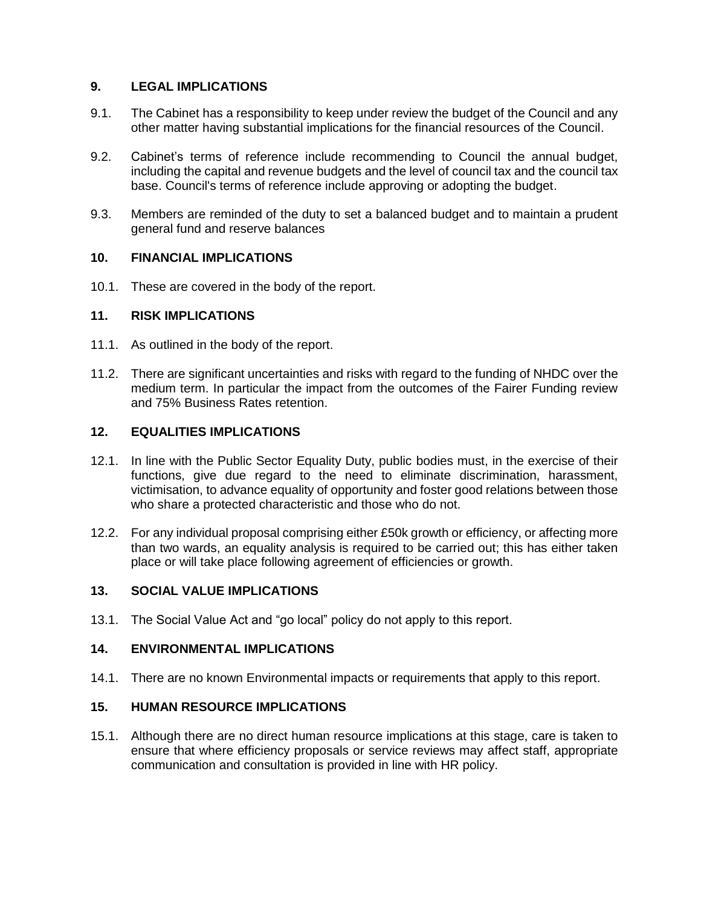## 9. LEGAL IMPLICATIONS

9.1. The Cabinet has a responsibility to keep under review the budget of the Council and any other matter having substantial implications for the financial resources of the Council.

9.2. Cabinet's terms of reference include recommending to Council the annual budget, including the capital and revenue budgets and the level of council tax and the council tax base. Council's terms of reference include approving or adopting the budget.

9.3. Members are reminded of the duty to set a balanced budget and to maintain a prudent general fund and reserve balances

## 10. FINANCIAL IMPLICATIONS

10.1. These are covered in the body of the report.

## 11. RISK IMPLICATIONS

11.1. As outlined in the body of the report.

11.2. There are significant uncertainties and risks with regard to the funding of NHDC over the medium term. In particular the impact from the outcomes of the Fairer Funding review and 75% Business Rates retention.

## 12. EQUALITIES IMPLICATIONS

12.1. In line with the Public Sector Equality Duty, public bodies must, in the exercise of their functions, give due regard to the need to eliminate discrimination, harassment, victimisation, to advance equality of opportunity and foster good relations between those who share a protected characteristic and those who do not.

12.2. For any individual proposal comprising either £50k growth or efficiency, or affecting more than two wards, an equality analysis is required to be carried out; this has either taken place or will take place following agreement of efficiencies or growth.

## 13. SOCIAL VALUE IMPLICATIONS

13.1. The Social Value Act and "go local" policy do not apply to this report.

## 14. ENVIRONMENTAL IMPLICATIONS

14.1. There are no known Environmental impacts or requirements that apply to this report.

## 15. HUMAN RESOURCE IMPLICATIONS

15.1. Although there are no direct human resource implications at this stage, care is taken to ensure that where efficiency proposals or service reviews may affect staff, appropriate communication and consultation is provided in line with HR policy.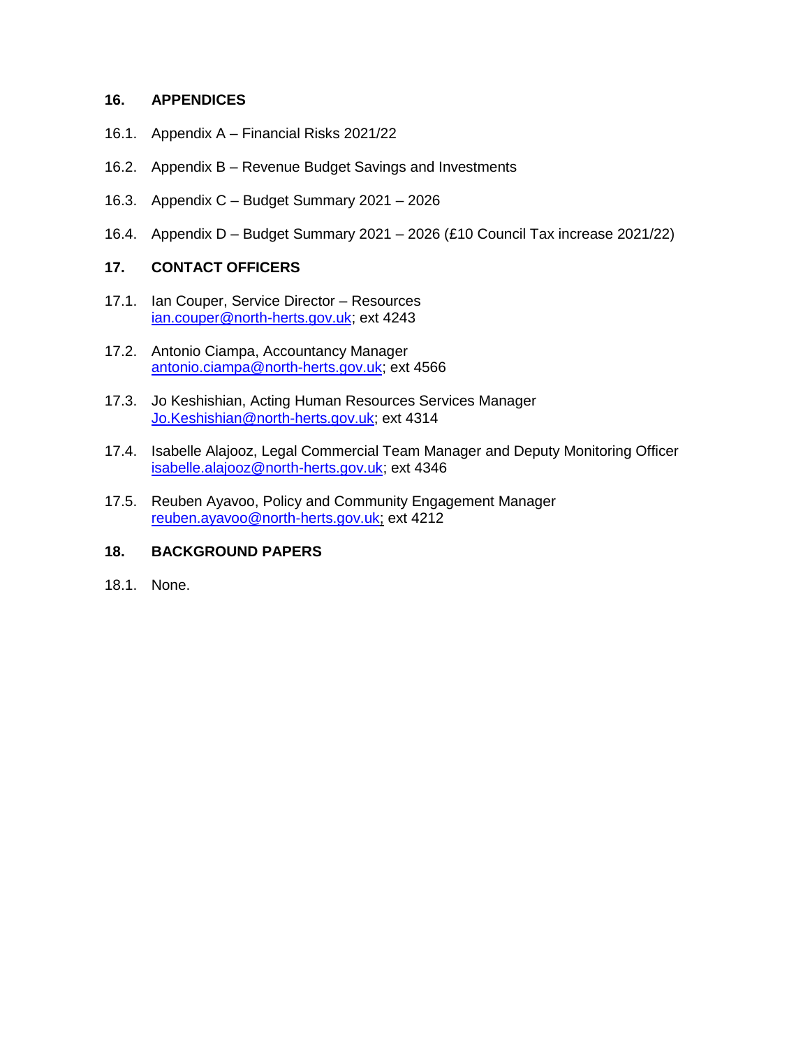## 16. APPENDICES

16.1. Appendix A – Financial Risks 2021/22

16.2. Appendix B – Revenue Budget Savings and Investments

16.3. Appendix C – Budget Summary 2021 – 2026

16.4. Appendix D – Budget Summary 2021 – 2026 (£10 Council Tax increase 2021/22)

## 17. CONTACT OFFICERS

17.1. Ian Couper, Service Director – Resources
ian.couper@north-herts.gov.uk; ext 4243

17.2. Antonio Ciampa, Accountancy Manager
antonio.ciampa@north-herts.gov.uk; ext 4566

17.3. Jo Keshishian, Acting Human Resources Services Manager
Jo.Keshishian@north-herts.gov.uk; ext 4314

17.4. Isabelle Alajooz, Legal Commercial Team Manager and Deputy Monitoring Officer
isabelle.alajooz@north-herts.gov.uk; ext 4346

17.5. Reuben Ayavoo, Policy and Community Engagement Manager
reuben.ayavoo@north-herts.gov.uk; ext 4212

## 18. BACKGROUND PAPERS

18.1. None.